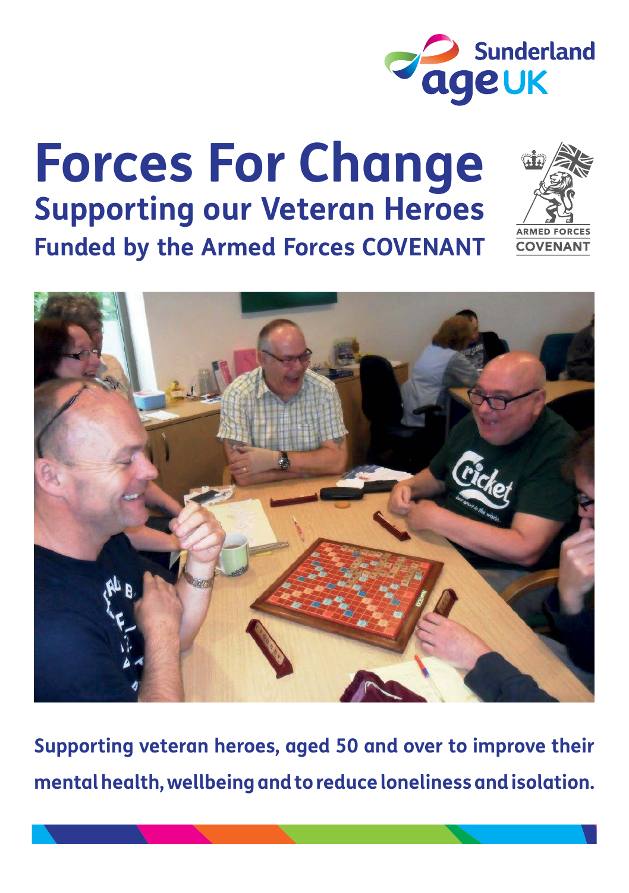Sunderland age UK

# Forces For Change

## Supporting our Veteran Heroes

### Funded by the Armed Forces COVENANT

ARMED FORCES COVENANT

**Supporting veteran heroes, aged 50 and over to improve their mental health, wellbeing and to reduce loneliness and isolation.**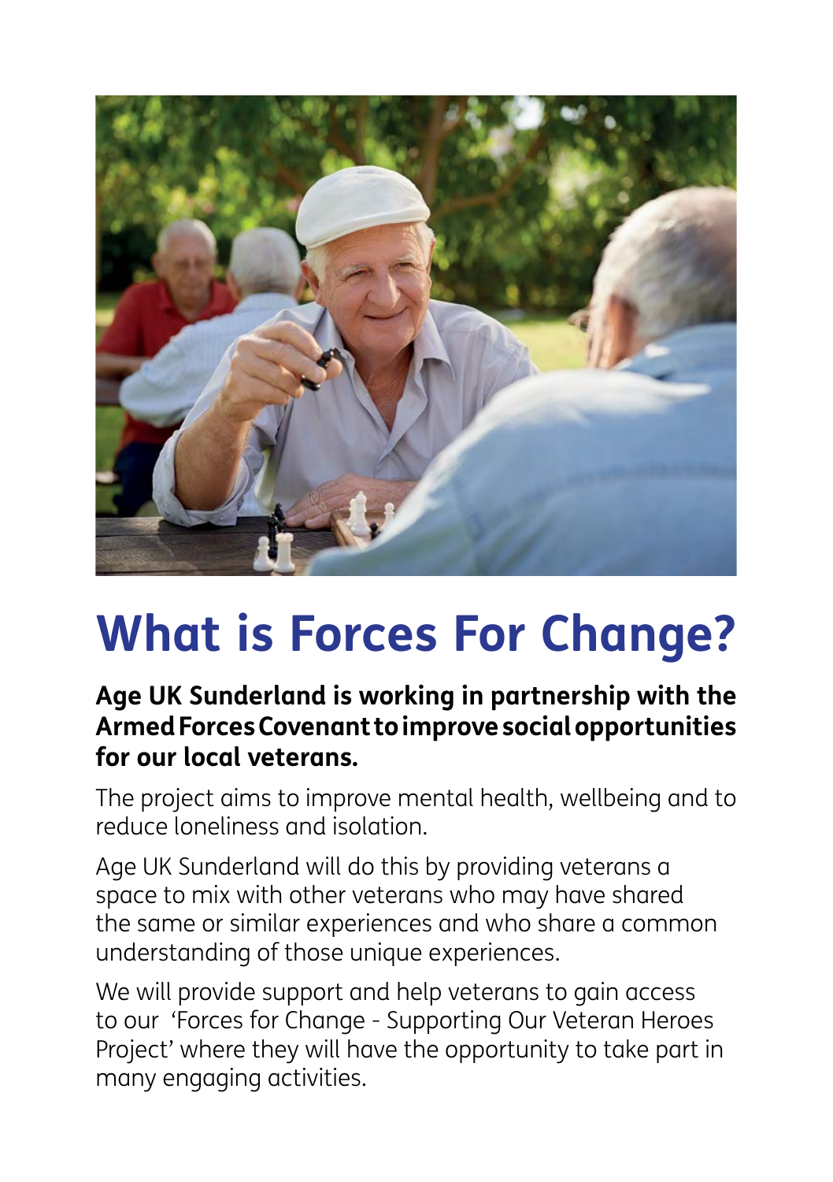# What is Forces For Change?

**Age UK Sunderland is working in partnership with the Armed Forces Covenant to improve social opportunities for our local veterans.**

The project aims to improve mental health, wellbeing and to reduce loneliness and isolation.

Age UK Sunderland will do this by providing veterans a space to mix with other veterans who may have shared the same or similar experiences and who share a common understanding of those unique experiences.

We will provide support and help veterans to gain access to our 'Forces for Change - Supporting Our Veteran Heroes Project' where they will have the opportunity to take part in many engaging activities.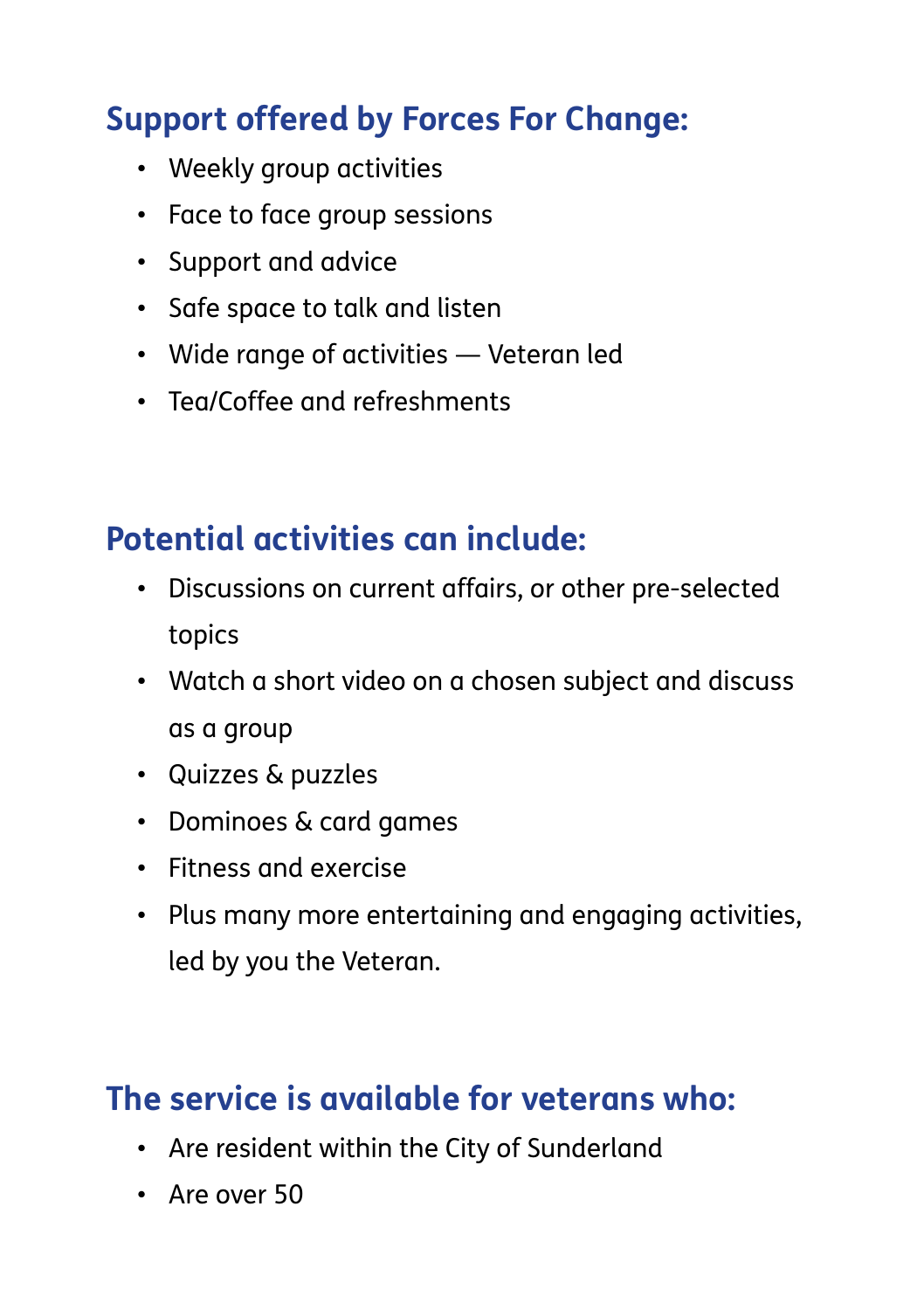## Support offered by Forces For Change:

- Weekly group activities
- Face to face group sessions
- Support and advice
- Safe space to talk and listen
- Wide range of activities — Veteran led
- Tea/Coffee and refreshments

## Potential activities can include:

- Discussions on current affairs, or other pre-selected topics
- Watch a short video on a chosen subject and discuss as a group
- Quizzes & puzzles
- Dominoes & card games
- Fitness and exercise
- Plus many more entertaining and engaging activities, led by you the Veteran.

## The service is available for veterans who:

- Are resident within the City of Sunderland
- Are over 50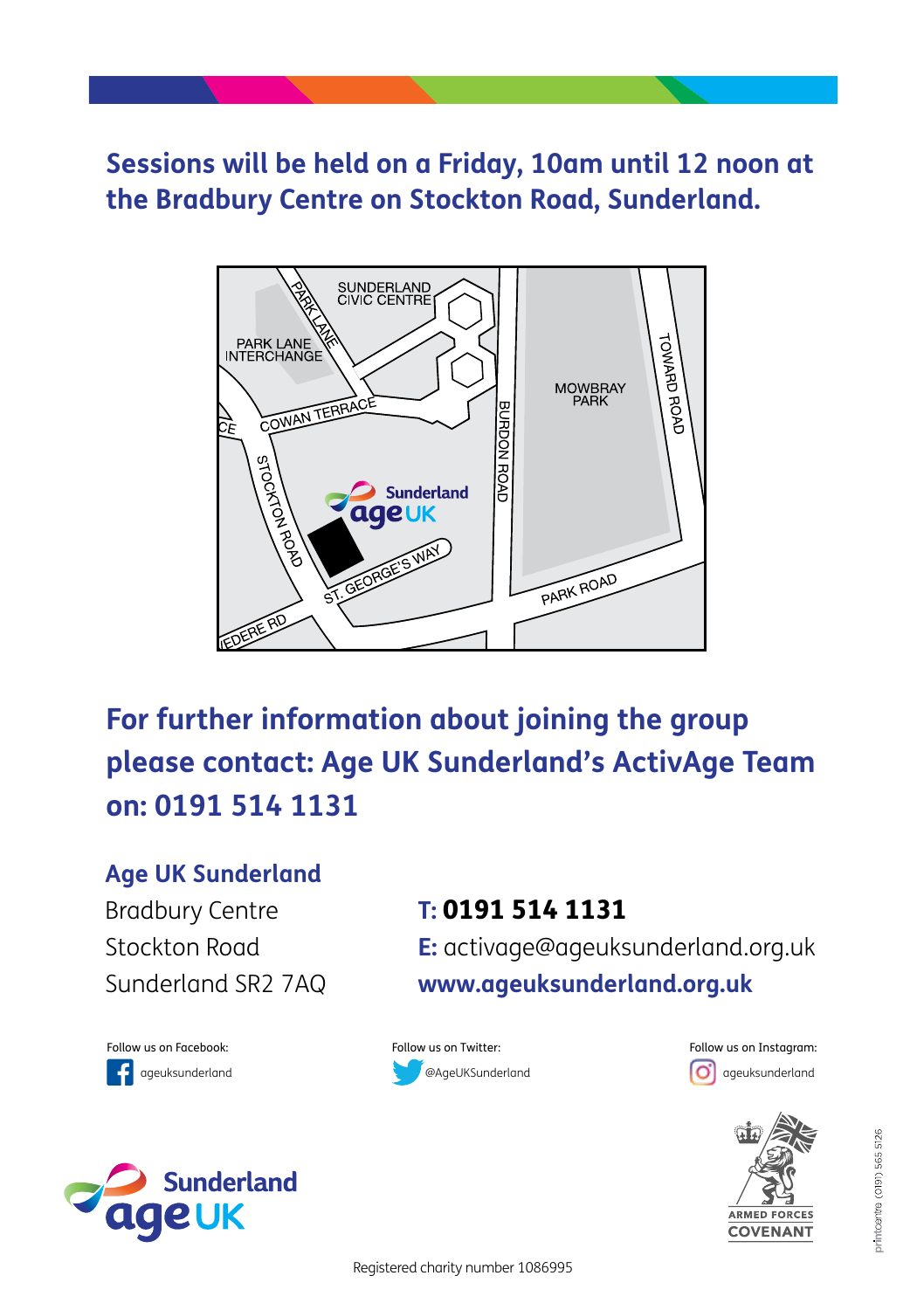## Sessions will be held on a Friday, 10am until 12 noon at the Bradbury Centre on Stockton Road, Sunderland.

SUNDERLAND CIVIC CENTRE

PARK LANE

PARK LANE INTERCHANGE

COWAN TERRACE

CE

STOCKTON ROAD

Sunderland age UK

ST. GEORGE'S WAY

BURDON ROAD

MOWBRAY PARK

TOWARD ROAD

PARK ROAD

IEDERE RD

## For further information about joining the group please contact: Age UK Sunderland's ActivAge Team on: 0191 514 1131

### Age UK Sunderland

Bradbury Centre
Stockton Road
Sunderland SR2 7AQ

**T: 0191 514 1131**
**E:** activage@ageuksunderland.org.uk
**www.ageuksunderland.org.uk**

Follow us on Facebook: ageuksunderland

Follow us on Twitter: @AgeUKSunderland

Follow us on Instagram: ageuksunderland

Sunderland age UK

ARMED FORCES COVENANT

printcentre (0191) 565 5126

Registered charity number 1086995